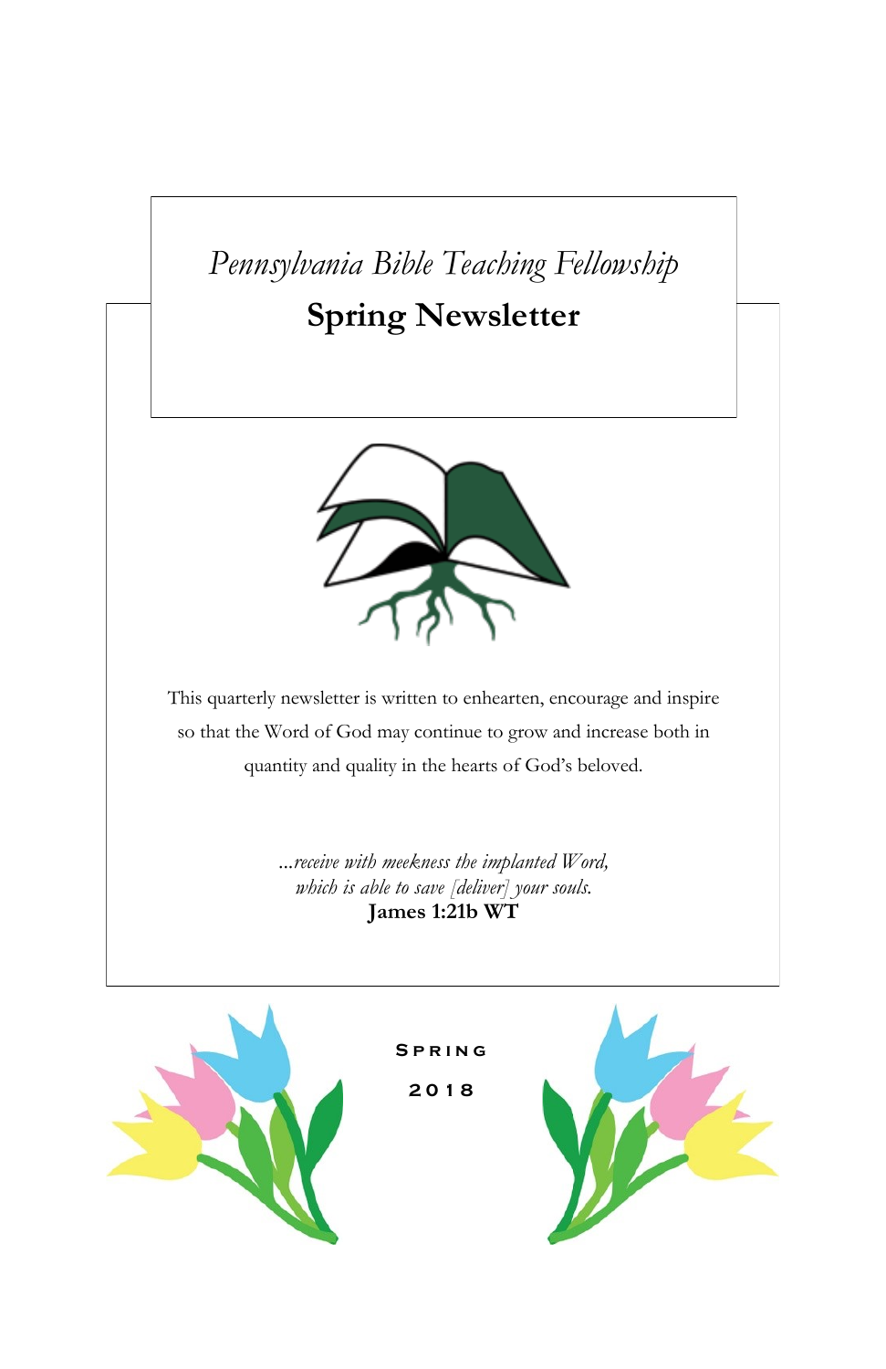*Pennsylvania Bible Teaching Fellowship*

# Spring Newsletter

This quarterly newsletter is written to enhearten, encourage and inspire so that the Word of God may continue to grow and increase both in quantity and quality in the hearts of God's beloved.

*…receive with meekness the implanted Word,*
*which is able to save [deliver] your souls.*
**James 1:21b WT**

Spring

2018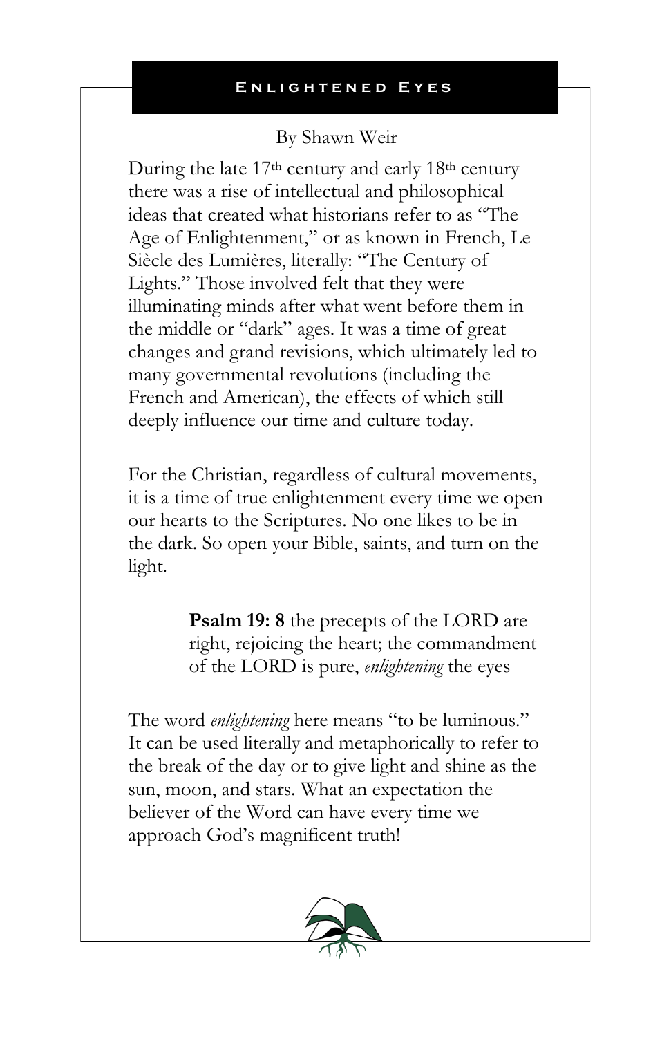## Enlightened Eyes

By Shawn Weir

During the late 17th century and early 18th century there was a rise of intellectual and philosophical ideas that created what historians refer to as "The Age of Enlightenment," or as known in French, Le Siècle des Lumières, literally: "The Century of Lights." Those involved felt that they were illuminating minds after what went before them in the middle or "dark" ages. It was a time of great changes and grand revisions, which ultimately led to many governmental revolutions (including the French and American), the effects of which still deeply influence our time and culture today.

For the Christian, regardless of cultural movements, it is a time of true enlightenment every time we open our hearts to the Scriptures. No one likes to be in the dark. So open your Bible, saints, and turn on the light.

> **Psalm 19: 8** the precepts of the LORD are right, rejoicing the heart; the commandment of the LORD is pure, *enlightening* the eyes

The word *enlightening* here means "to be luminous." It can be used literally and metaphorically to refer to the break of the day or to give light and shine as the sun, moon, and stars. What an expectation the believer of the Word can have every time we approach God's magnificent truth!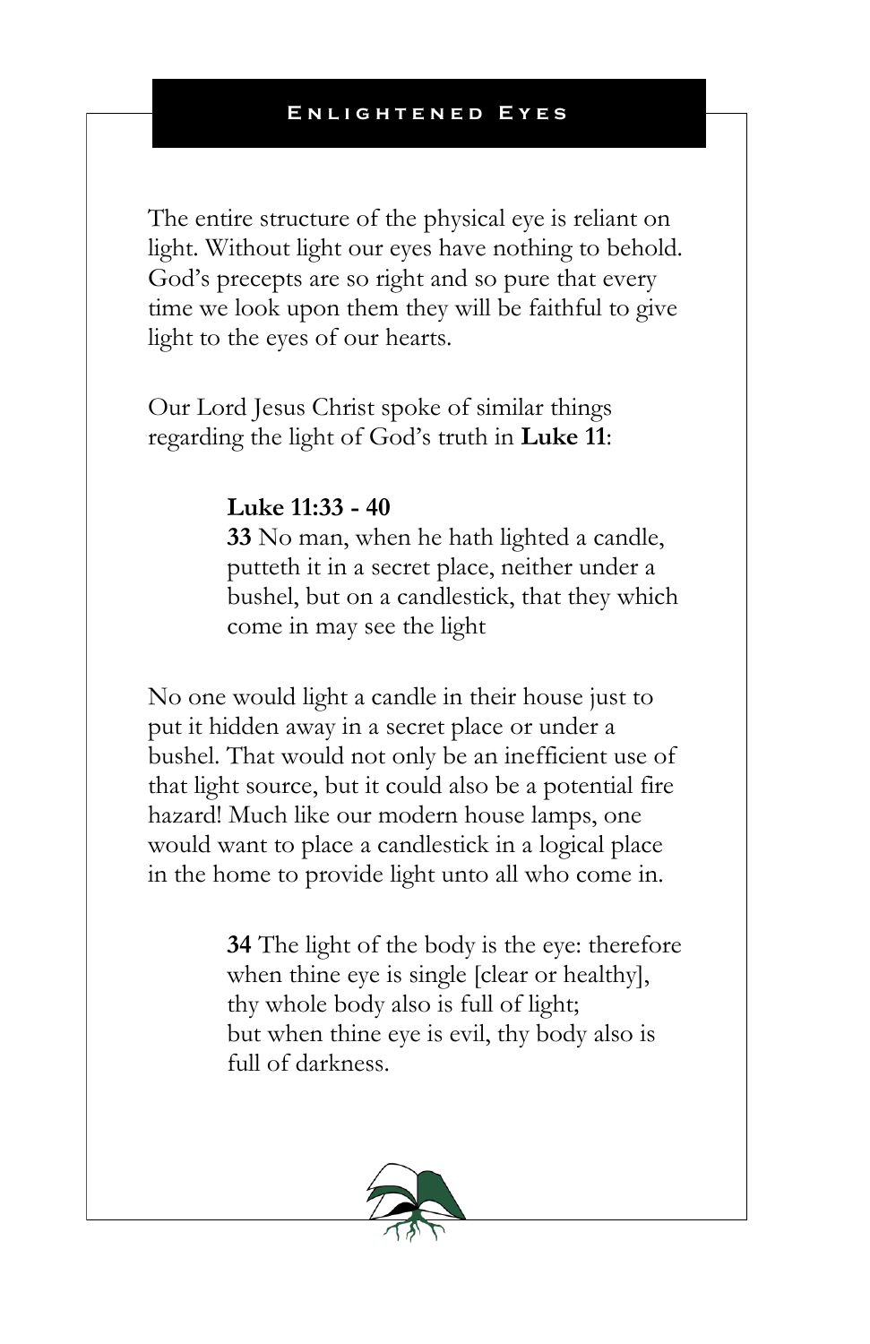The entire structure of the physical eye is reliant on light. Without light our eyes have nothing to behold. God's precepts are so right and so pure that every time we look upon them they will be faithful to give light to the eyes of our hearts.

Our Lord Jesus Christ spoke of similar things regarding the light of God's truth in **Luke 11**:

> **Luke 11:33 - 40**
> **33** No man, when he hath lighted a candle, putteth it in a secret place, neither under a bushel, but on a candlestick, that they which come in may see the light

No one would light a candle in their house just to put it hidden away in a secret place or under a bushel. That would not only be an inefficient use of that light source, but it could also be a potential fire hazard! Much like our modern house lamps, one would want to place a candlestick in a logical place in the home to provide light unto all who come in.

> **34** The light of the body is the eye: therefore when thine eye is single [clear or healthy], thy whole body also is full of light; but when thine eye is evil, thy body also is full of darkness.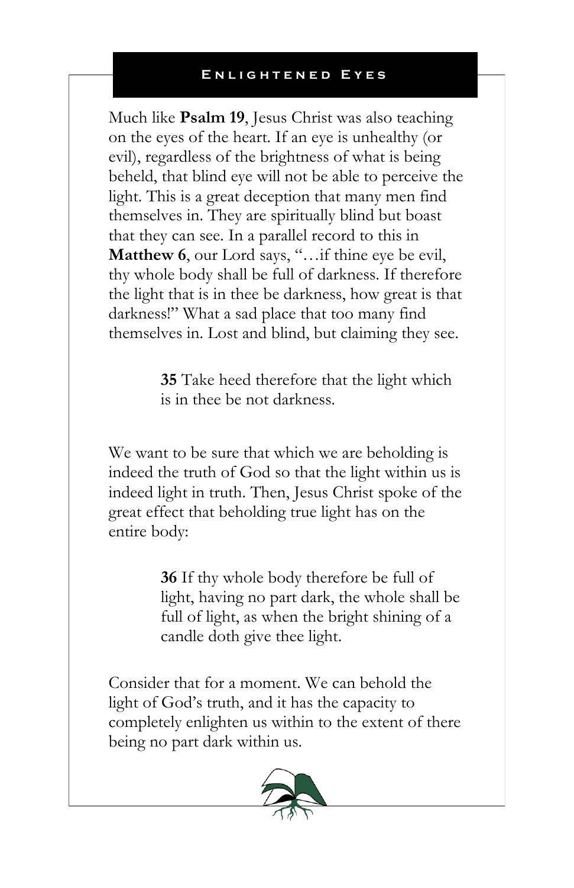## Enlightened Eyes

Much like **Psalm 19**, Jesus Christ was also teaching on the eyes of the heart. If an eye is unhealthy (or evil), regardless of the brightness of what is being beheld, that blind eye will not be able to perceive the light. This is a great deception that many men find themselves in. They are spiritually blind but boast that they can see. In a parallel record to this in **Matthew 6**, our Lord says, "…if thine eye be evil, thy whole body shall be full of darkness. If therefore the light that is in thee be darkness, how great is that darkness!" What a sad place that too many find themselves in. Lost and blind, but claiming they see.

> **35** Take heed therefore that the light which is in thee be not darkness.

We want to be sure that which we are beholding is indeed the truth of God so that the light within us is indeed light in truth. Then, Jesus Christ spoke of the great effect that beholding true light has on the entire body:

> **36** If thy whole body therefore be full of light, having no part dark, the whole shall be full of light, as when the bright shining of a candle doth give thee light.

Consider that for a moment. We can behold the light of God's truth, and it has the capacity to completely enlighten us within to the extent of there being no part dark within us.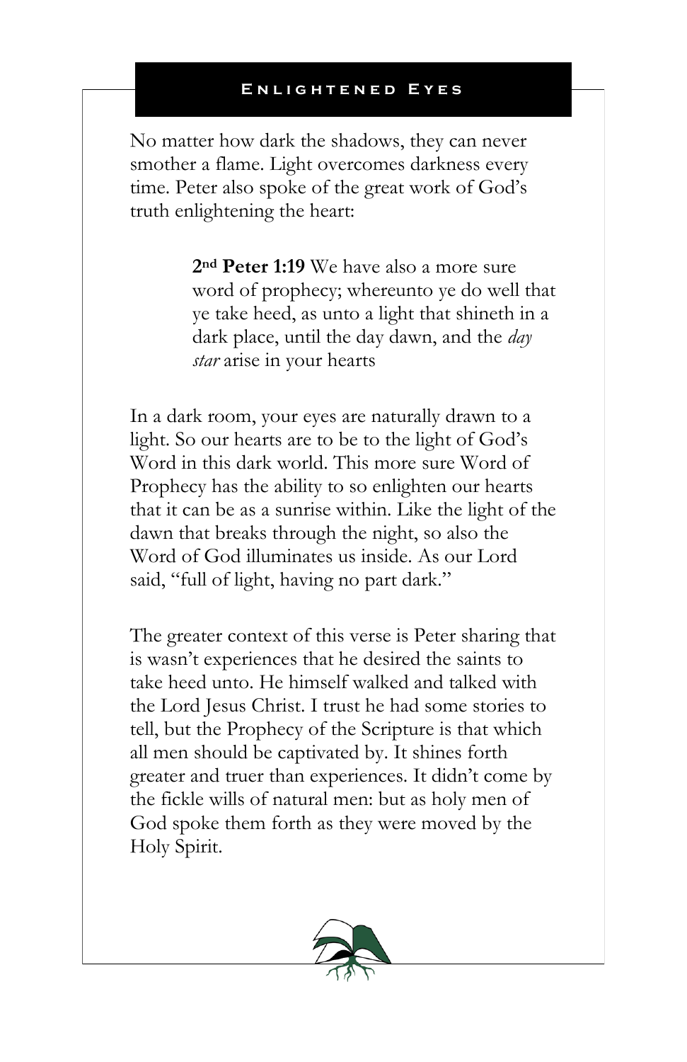## Enlightened Eyes

No matter how dark the shadows, they can never smother a flame. Light overcomes darkness every time. Peter also spoke of the great work of God's truth enlightening the heart:

> **2nd Peter 1:19** We have also a more sure word of prophecy; whereunto ye do well that ye take heed, as unto a light that shineth in a dark place, until the day dawn, and the *day star* arise in your hearts

In a dark room, your eyes are naturally drawn to a light. So our hearts are to be to the light of God's Word in this dark world. This more sure Word of Prophecy has the ability to so enlighten our hearts that it can be as a sunrise within. Like the light of the dawn that breaks through the night, so also the Word of God illuminates us inside. As our Lord said, "full of light, having no part dark."

The greater context of this verse is Peter sharing that is wasn't experiences that he desired the saints to take heed unto. He himself walked and talked with the Lord Jesus Christ. I trust he had some stories to tell, but the Prophecy of the Scripture is that which all men should be captivated by. It shines forth greater and truer than experiences. It didn't come by the fickle wills of natural men: but as holy men of God spoke them forth as they were moved by the Holy Spirit.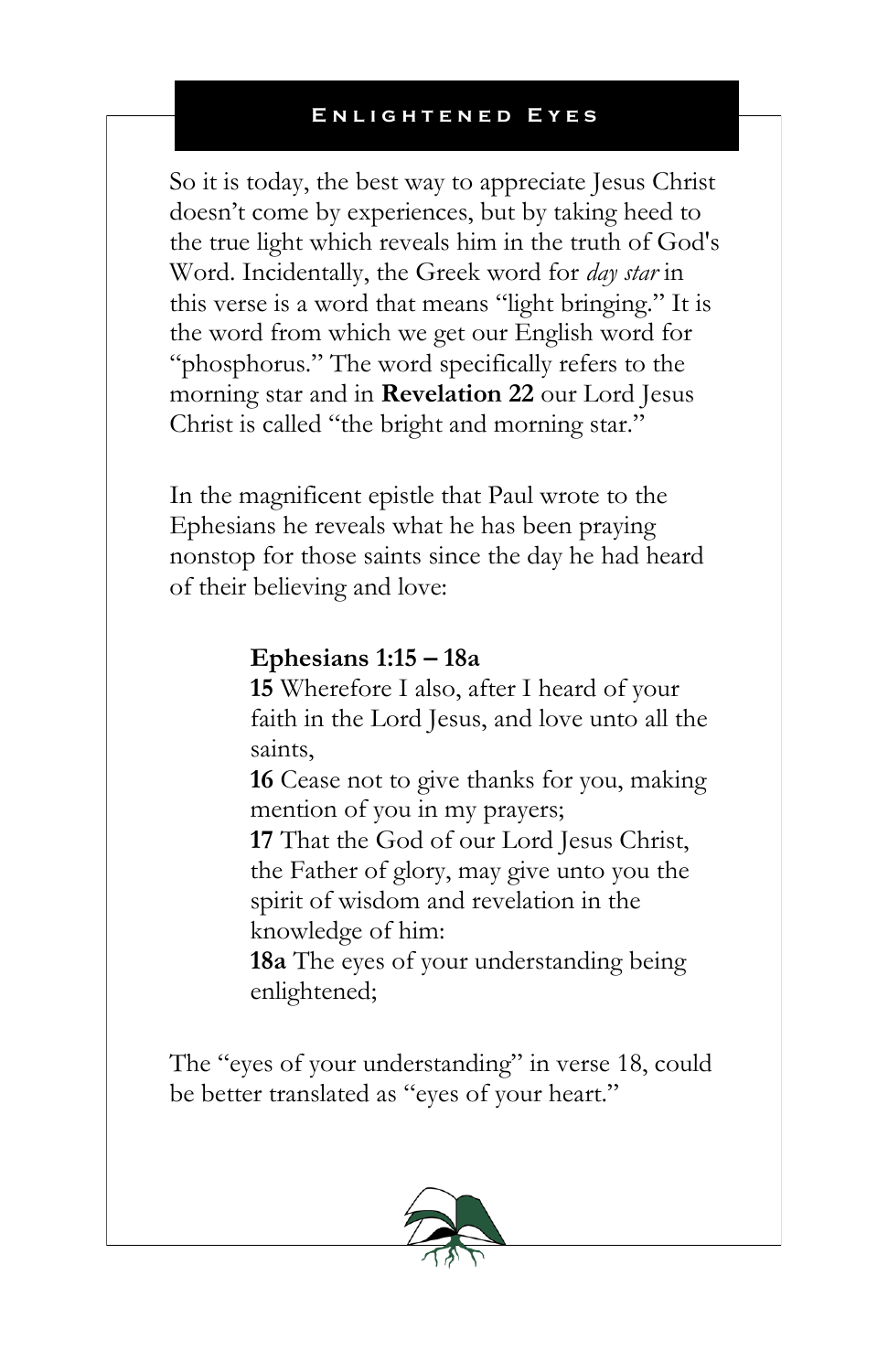So it is today, the best way to appreciate Jesus Christ doesn't come by experiences, but by taking heed to the true light which reveals him in the truth of God's Word. Incidentally, the Greek word for *day star* in this verse is a word that means "light bringing." It is the word from which we get our English word for "phosphorus." The word specifically refers to the morning star and in **Revelation 22** our Lord Jesus Christ is called "the bright and morning star."

In the magnificent epistle that Paul wrote to the Ephesians he reveals what he has been praying nonstop for those saints since the day he had heard of their believing and love:

> **Ephesians 1:15 – 18a**
> **15** Wherefore I also, after I heard of your faith in the Lord Jesus, and love unto all the saints,
> **16** Cease not to give thanks for you, making mention of you in my prayers;
> **17** That the God of our Lord Jesus Christ, the Father of glory, may give unto you the spirit of wisdom and revelation in the knowledge of him:
> **18a** The eyes of your understanding being enlightened;

The "eyes of your understanding" in verse 18, could be better translated as "eyes of your heart."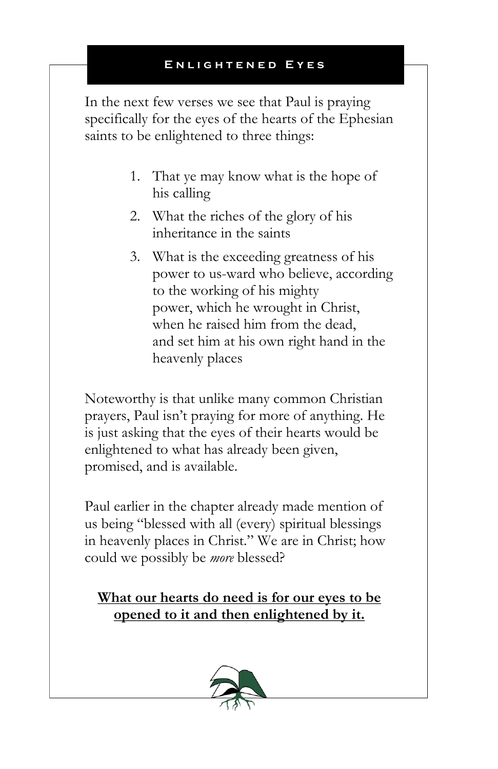## Enlightened Eyes

In the next few verses we see that Paul is praying specifically for the eyes of the hearts of the Ephesian saints to be enlightened to three things:

1. That ye may know what is the hope of his calling
2. What the riches of the glory of his inheritance in the saints
3. What is the exceeding greatness of his power to us-ward who believe, according to the working of his mighty power, which he wrought in Christ, when he raised him from the dead, and set him at his own right hand in the heavenly places

Noteworthy is that unlike many common Christian prayers, Paul isn't praying for more of anything. He is just asking that the eyes of their hearts would be enlightened to what has already been given, promised, and is available.

Paul earlier in the chapter already made mention of us being "blessed with all (every) spiritual blessings in heavenly places in Christ." We are in Christ; how could we possibly be *more* blessed?

**What our hearts do need is for our eyes to be opened to it and then enlightened by it.**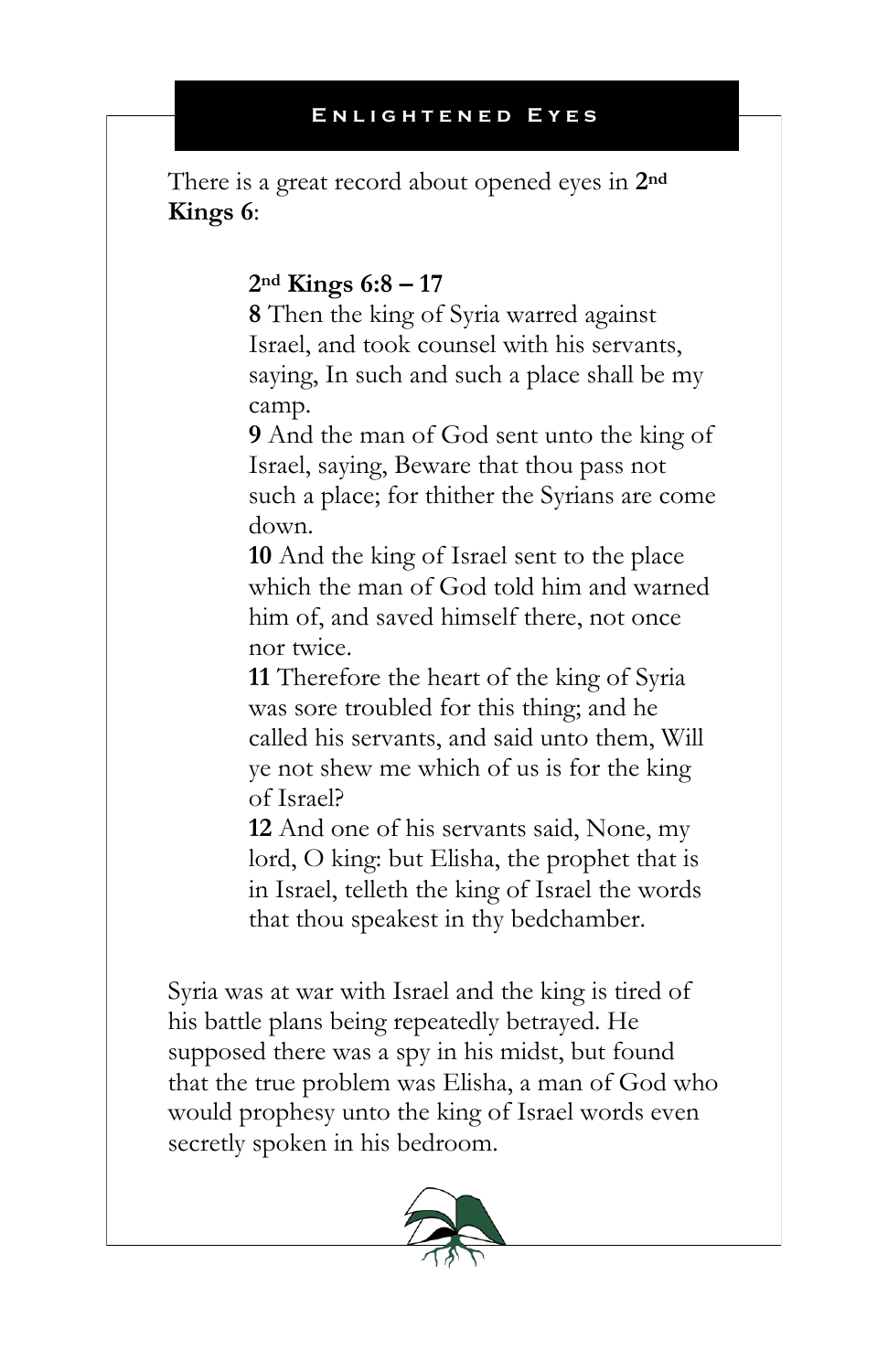# Enlightened Eyes

There is a great record about opened eyes in **2nd Kings 6**:

> **2nd Kings 6:8 – 17**
> **8** Then the king of Syria warred against Israel, and took counsel with his servants, saying, In such and such a place shall be my camp.
> **9** And the man of God sent unto the king of Israel, saying, Beware that thou pass not such a place; for thither the Syrians are come down.
> **10** And the king of Israel sent to the place which the man of God told him and warned him of, and saved himself there, not once nor twice.
> **11** Therefore the heart of the king of Syria was sore troubled for this thing; and he called his servants, and said unto them, Will ye not shew me which of us is for the king of Israel?
> **12** And one of his servants said, None, my lord, O king: but Elisha, the prophet that is in Israel, telleth the king of Israel the words that thou speakest in thy bedchamber.

Syria was at war with Israel and the king is tired of his battle plans being repeatedly betrayed. He supposed there was a spy in his midst, but found that the true problem was Elisha, a man of God who would prophesy unto the king of Israel words even secretly spoken in his bedroom.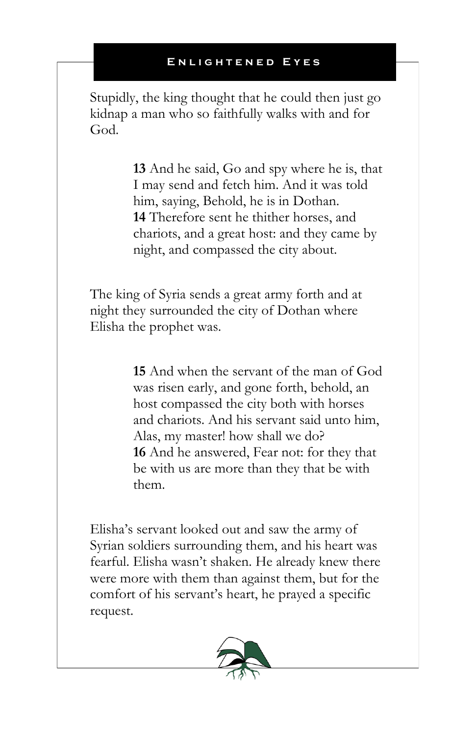Stupidly, the king thought that he could then just go kidnap a man who so faithfully walks with and for God.

> **13** And he said, Go and spy where he is, that I may send and fetch him. And it was told him, saying, Behold, he is in Dothan.
> **14** Therefore sent he thither horses, and chariots, and a great host: and they came by night, and compassed the city about.

The king of Syria sends a great army forth and at night they surrounded the city of Dothan where Elisha the prophet was.

> **15** And when the servant of the man of God was risen early, and gone forth, behold, an host compassed the city both with horses and chariots. And his servant said unto him, Alas, my master! how shall we do?
> **16** And he answered, Fear not: for they that be with us are more than they that be with them.

Elisha's servant looked out and saw the army of Syrian soldiers surrounding them, and his heart was fearful. Elisha wasn't shaken. He already knew there were more with them than against them, but for the comfort of his servant's heart, he prayed a specific request.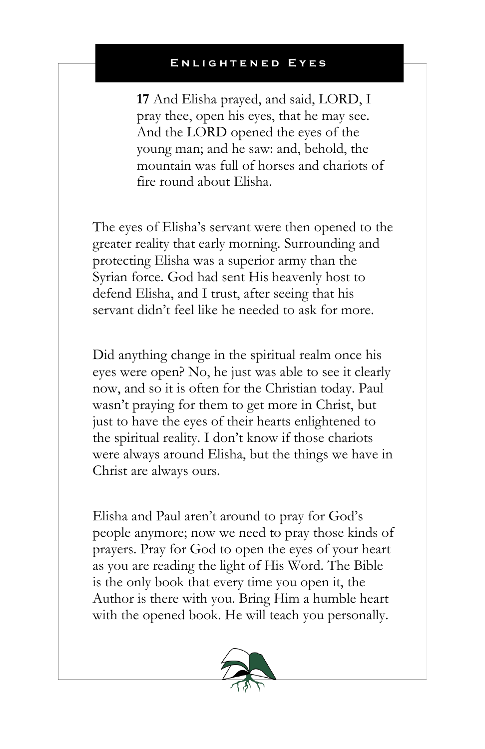## Enlightened Eyes

> **17** And Elisha prayed, and said, LORD, I pray thee, open his eyes, that he may see. And the LORD opened the eyes of the young man; and he saw: and, behold, the mountain was full of horses and chariots of fire round about Elisha.

The eyes of Elisha's servant were then opened to the greater reality that early morning. Surrounding and protecting Elisha was a superior army than the Syrian force. God had sent His heavenly host to defend Elisha, and I trust, after seeing that his servant didn't feel like he needed to ask for more.

Did anything change in the spiritual realm once his eyes were open? No, he just was able to see it clearly now, and so it is often for the Christian today. Paul wasn't praying for them to get more in Christ, but just to have the eyes of their hearts enlightened to the spiritual reality. I don't know if those chariots were always around Elisha, but the things we have in Christ are always ours.

Elisha and Paul aren't around to pray for God's people anymore; now we need to pray those kinds of prayers. Pray for God to open the eyes of your heart as you are reading the light of His Word. The Bible is the only book that every time you open it, the Author is there with you. Bring Him a humble heart with the opened book. He will teach you personally.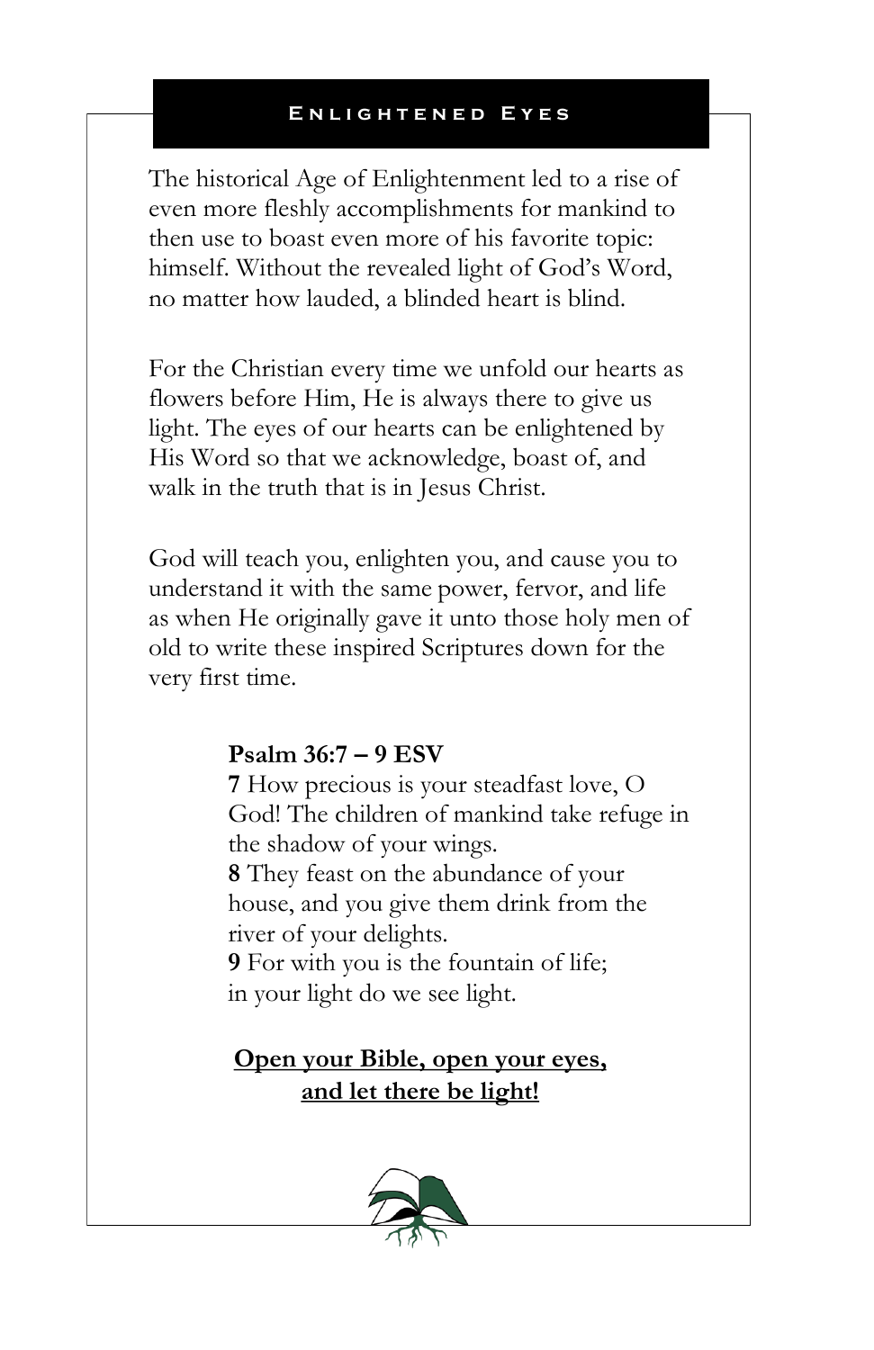## Enlightened Eyes

The historical Age of Enlightenment led to a rise of even more fleshly accomplishments for mankind to then use to boast even more of his favorite topic: himself. Without the revealed light of God's Word, no matter how lauded, a blinded heart is blind.

For the Christian every time we unfold our hearts as flowers before Him, He is always there to give us light. The eyes of our hearts can be enlightened by His Word so that we acknowledge, boast of, and walk in the truth that is in Jesus Christ.

God will teach you, enlighten you, and cause you to understand it with the same power, fervor, and life as when He originally gave it unto those holy men of old to write these inspired Scriptures down for the very first time.

**Psalm 36:7 – 9 ESV**

**7** How precious is your steadfast love, O God! The children of mankind take refuge in the shadow of your wings.
**8** They feast on the abundance of your house, and you give them drink from the river of your delights.
**9** For with you is the fountain of life;
in your light do we see light.

**Open your Bible, open your eyes, and let there be light!**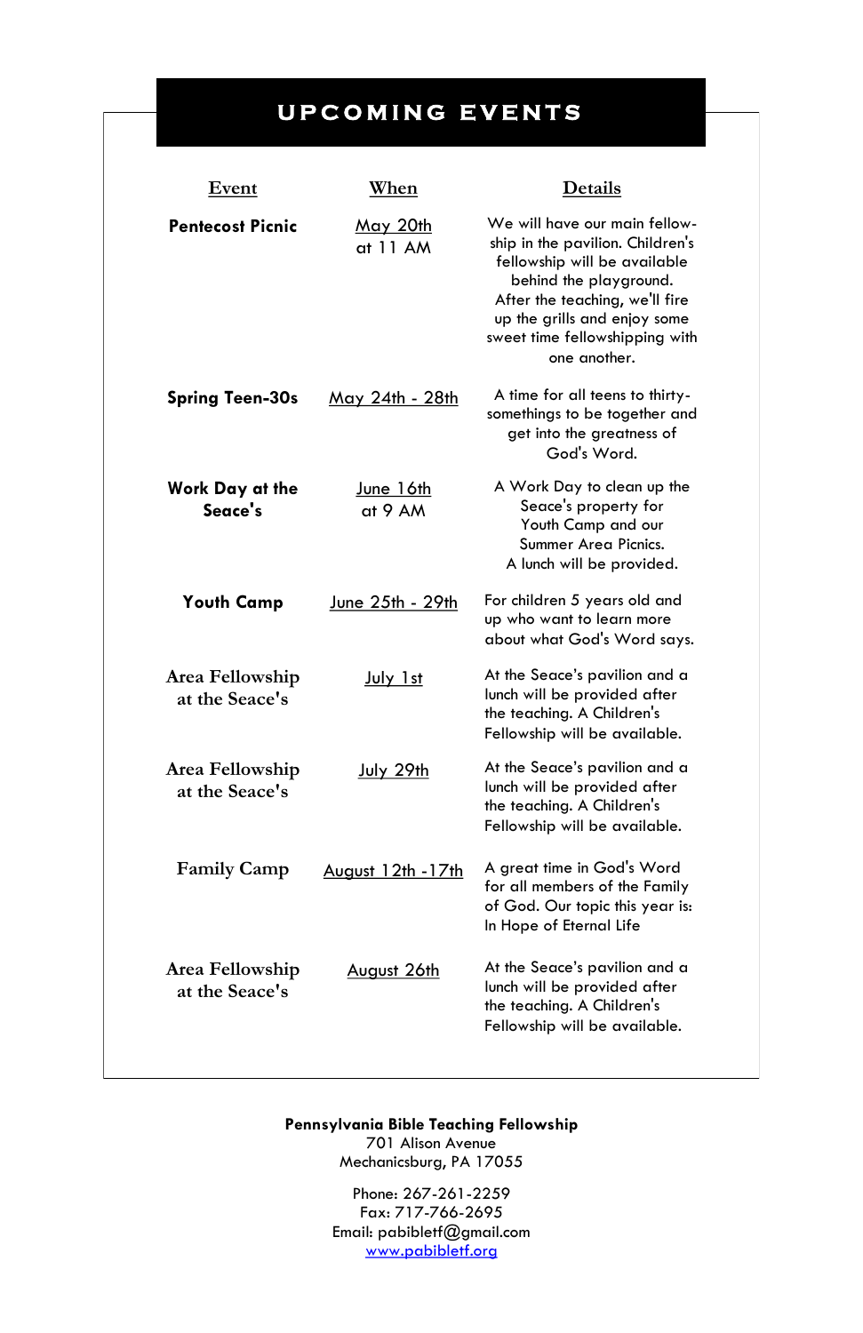# UPCOMING EVENTS

| Event | When | Details |
|---|---|---|
| **Pentecost Picnic** | May 20th at 11 AM | We will have our main fellowship in the pavilion. Children's fellowship will be available behind the playground. After the teaching, we'll fire up the grills and enjoy some sweet time fellowshipping with one another. |
| **Spring Teen-30s** | May 24th - 28th | A time for all teens to thirty-somethings to be together and get into the greatness of God's Word. |
| **Work Day at the Seace's** | June 16th at 9 AM | A Work Day to clean up the Seace's property for Youth Camp and our Summer Area Picnics. A lunch will be provided. |
| **Youth Camp** | June 25th - 29th | For children 5 years old and up who want to learn more about what God's Word says. |
| Area Fellowship at the Seace's | July 1st | At the Seace's pavilion and a lunch will be provided after the teaching. A Children's Fellowship will be available. |
| Area Fellowship at the Seace's | July 29th | At the Seace's pavilion and a lunch will be provided after the teaching. A Children's Fellowship will be available. |
| Family Camp | August 12th -17th | A great time in God's Word for all members of the Family of God. Our topic this year is: In Hope of Eternal Life |
| Area Fellowship at the Seace's | August 26th | At the Seace's pavilion and a lunch will be provided after the teaching. A Children's Fellowship will be available. |

**Pennsylvania Bible Teaching Fellowship**
701 Alison Avenue
Mechanicsburg, PA 17055

Phone: 267-261-2259
Fax: 717-766-2695
Email: pabibletf@gmail.com
www.pabibletf.org